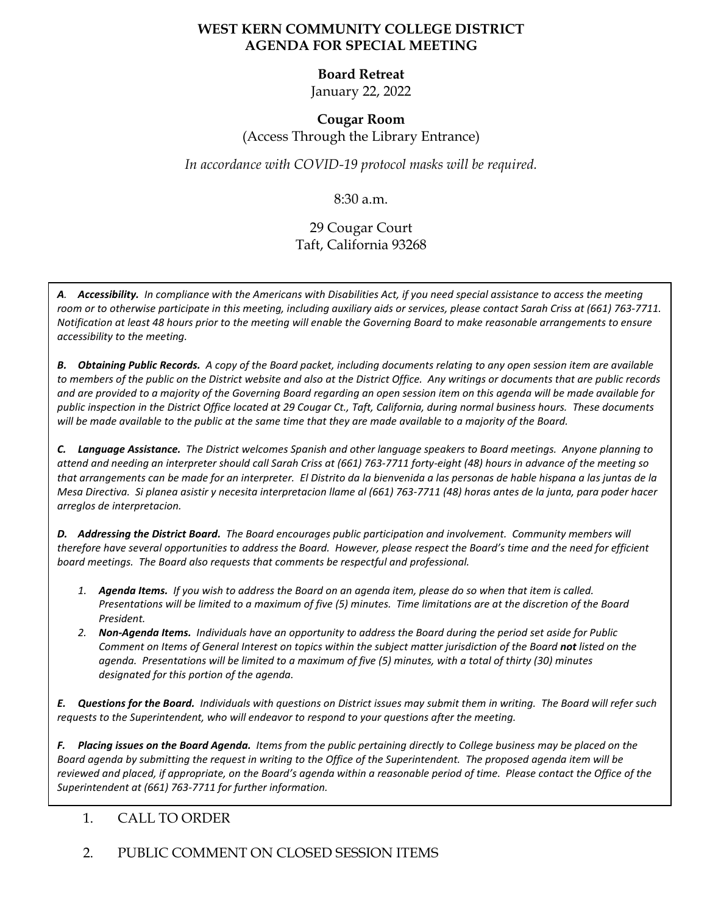# WEST KERN COMMUNITY COLLEGE DISTRICT
# AGENDA FOR SPECIAL MEETING

**Board Retreat**
January 22, 2022

**Cougar Room**
(Access Through the Library Entrance)

*In accordance with COVID-19 protocol masks will be required.*

8:30 a.m.

29 Cougar Court
Taft, California 93268

***A. Accessibility.*** *In compliance with the Americans with Disabilities Act, if you need special assistance to access the meeting room or to otherwise participate in this meeting, including auxiliary aids or services, please contact Sarah Criss at (661) 763-7711. Notification at least 48 hours prior to the meeting will enable the Governing Board to make reasonable arrangements to ensure accessibility to the meeting.*

***B. Obtaining Public Records.*** *A copy of the Board packet, including documents relating to any open session item are available to members of the public on the District website and also at the District Office. Any writings or documents that are public records and are provided to a majority of the Governing Board regarding an open session item on this agenda will be made available for public inspection in the District Office located at 29 Cougar Ct., Taft, California, during normal business hours. These documents will be made available to the public at the same time that they are made available to a majority of the Board.*

***C. Language Assistance.*** *The District welcomes Spanish and other language speakers to Board meetings. Anyone planning to attend and needing an interpreter should call Sarah Criss at (661) 763-7711 forty-eight (48) hours in advance of the meeting so that arrangements can be made for an interpreter. El Distrito da la bienvenida a las personas de hable hispana a las juntas de la Mesa Directiva. Si planea asistir y necesita interpretacion llame al (661) 763-7711 (48) horas antes de la junta, para poder hacer arreglos de interpretacion.*

***D. Addressing the District Board.*** *The Board encourages public participation and involvement. Community members will therefore have several opportunities to address the Board. However, please respect the Board's time and the need for efficient board meetings. The Board also requests that comments be respectful and professional.*

1. ***Agenda Items.*** *If you wish to address the Board on an agenda item, please do so when that item is called. Presentations will be limited to a maximum of five (5) minutes. Time limitations are at the discretion of the Board President.*
2. ***Non-Agenda Items.*** *Individuals have an opportunity to address the Board during the period set aside for Public Comment on Items of General Interest on topics within the subject matter jurisdiction of the Board* ***not*** *listed on the agenda. Presentations will be limited to a maximum of five (5) minutes, with a total of thirty (30) minutes designated for this portion of the agenda.*

***E. Questions for the Board.*** *Individuals with questions on District issues may submit them in writing. The Board will refer such requests to the Superintendent, who will endeavor to respond to your questions after the meeting.*

***F. Placing issues on the Board Agenda.*** *Items from the public pertaining directly to College business may be placed on the Board agenda by submitting the request in writing to the Office of the Superintendent. The proposed agenda item will be reviewed and placed, if appropriate, on the Board's agenda within a reasonable period of time. Please contact the Office of the Superintendent at (661) 763-7711 for further information.*

1. CALL TO ORDER

2. PUBLIC COMMENT ON CLOSED SESSION ITEMS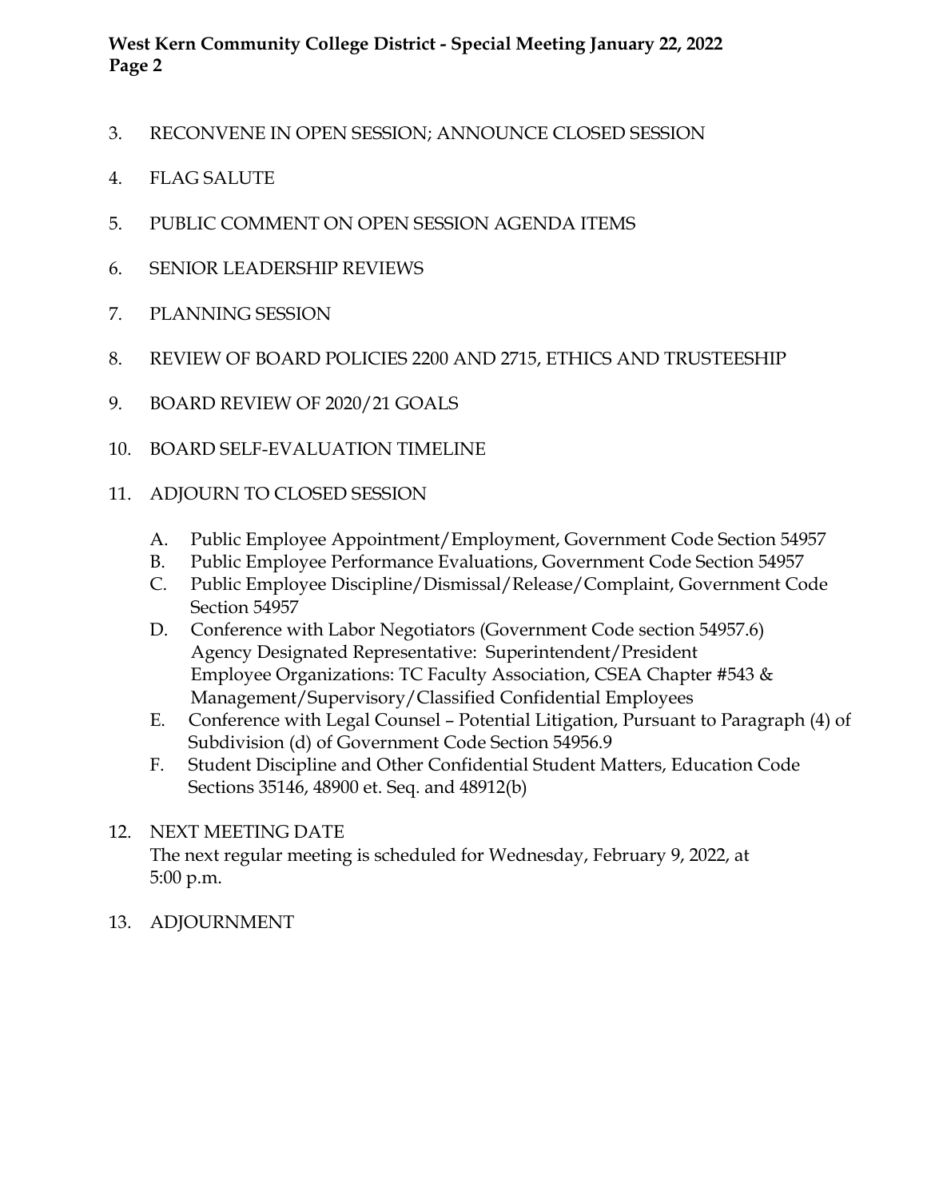3. RECONVENE IN OPEN SESSION; ANNOUNCE CLOSED SESSION

4. FLAG SALUTE

5. PUBLIC COMMENT ON OPEN SESSION AGENDA ITEMS

6. SENIOR LEADERSHIP REVIEWS

7. PLANNING SESSION

8. REVIEW OF BOARD POLICIES 2200 AND 2715, ETHICS AND TRUSTEESHIP

9. BOARD REVIEW OF 2020/21 GOALS

10. BOARD SELF-EVALUATION TIMELINE

11. ADJOURN TO CLOSED SESSION

    A. Public Employee Appointment/Employment, Government Code Section 54957
    B. Public Employee Performance Evaluations, Government Code Section 54957
    C. Public Employee Discipline/Dismissal/Release/Complaint, Government Code Section 54957
    D. Conference with Labor Negotiators (Government Code section 54957.6)
       Agency Designated Representative: Superintendent/President
       Employee Organizations: TC Faculty Association, CSEA Chapter #543 & Management/Supervisory/Classified Confidential Employees
    E. Conference with Legal Counsel – Potential Litigation, Pursuant to Paragraph (4) of Subdivision (d) of Government Code Section 54956.9
    F. Student Discipline and Other Confidential Student Matters, Education Code Sections 35146, 48900 et. Seq. and 48912(b)

12. NEXT MEETING DATE
    The next regular meeting is scheduled for Wednesday, February 9, 2022, at 5:00 p.m.

13. ADJOURNMENT